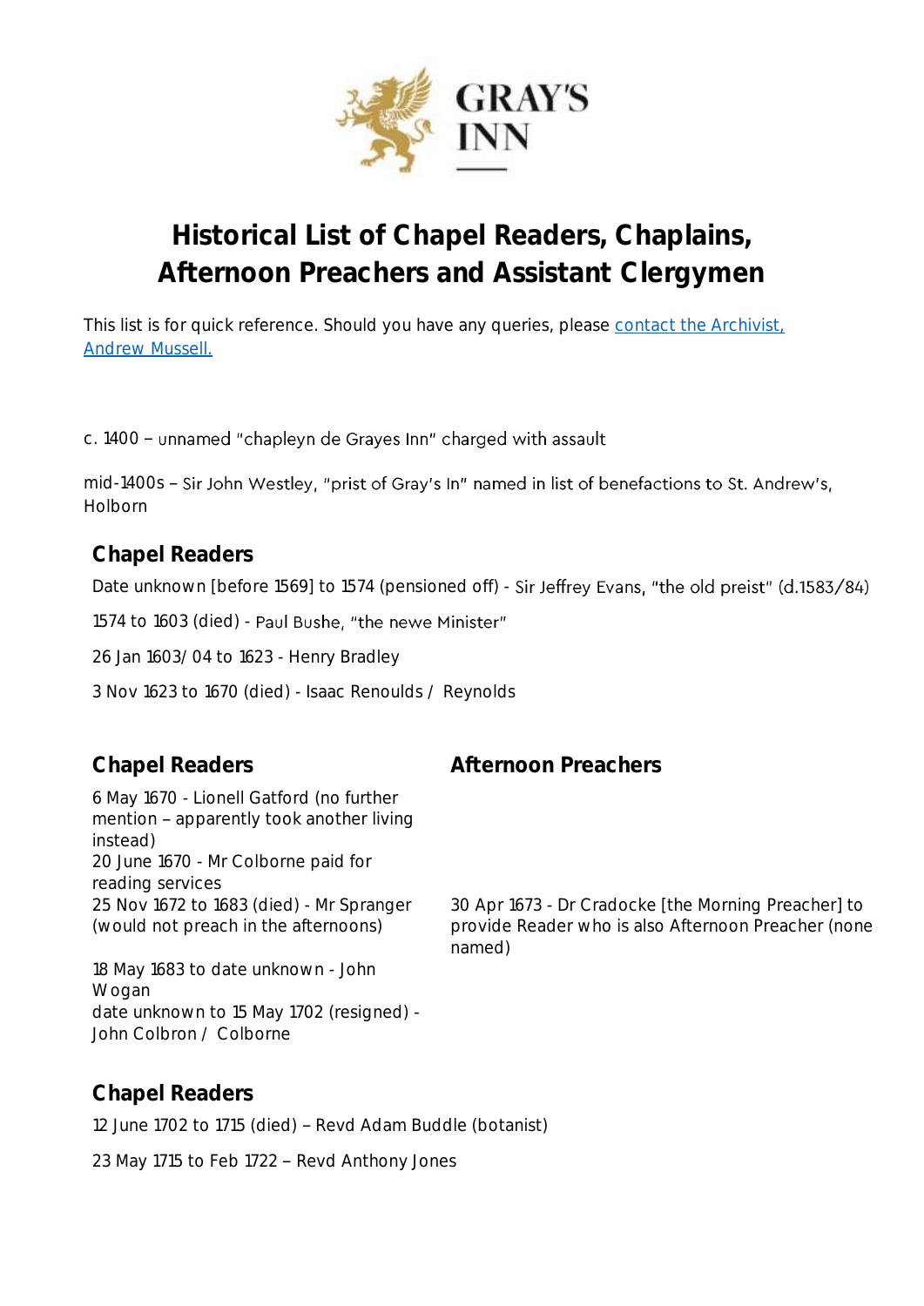GRAY'S INN

# Historical List of Chapel Readers, Chaplains, Afternoon Preachers and Assistant Clergymen

This list is for quick reference. Should you have any queries, please [contact the Archivist, Andrew Mussell.]()

c. 1400 – unnamed "chapleyn de Grayes Inn" charged with assault

mid-1400s – Sir John Westley, "prist of Gray's In" named in list of benefactions to St. Andrew's, Holborn

## Chapel Readers

Date unknown [before 1569] to 1574 (pensioned off) - Sir Jeffrey Evans, "the old preist" (d.1583/84)

1574 to 1603 (died) - Paul Bushe, "the newe Minister"

26 Jan 1603/04 to 1623 - Henry Bradley

3 Nov 1623 to 1670 (died) - Isaac Renoulds / Reynolds

## Chapel Readers

6 May 1670 - Lionell Gatford (no further mention – apparently took another living instead)
20 June 1670 - Mr Colborne paid for reading services
25 Nov 1672 to 1683 (died) - Mr Spranger (would not preach in the afternoons)

18 May 1683 to date unknown - John Wogan
date unknown to 15 May 1702 (resigned) - John Colbron / Colborne

## Afternoon Preachers

30 Apr 1673 - Dr Cradocke [the Morning Preacher] to provide Reader who is also Afternoon Preacher (none named)

## Chapel Readers

12 June 1702 to 1715 (died) – Revd Adam Buddle (botanist)

23 May 1715 to Feb 1722 – Revd Anthony Jones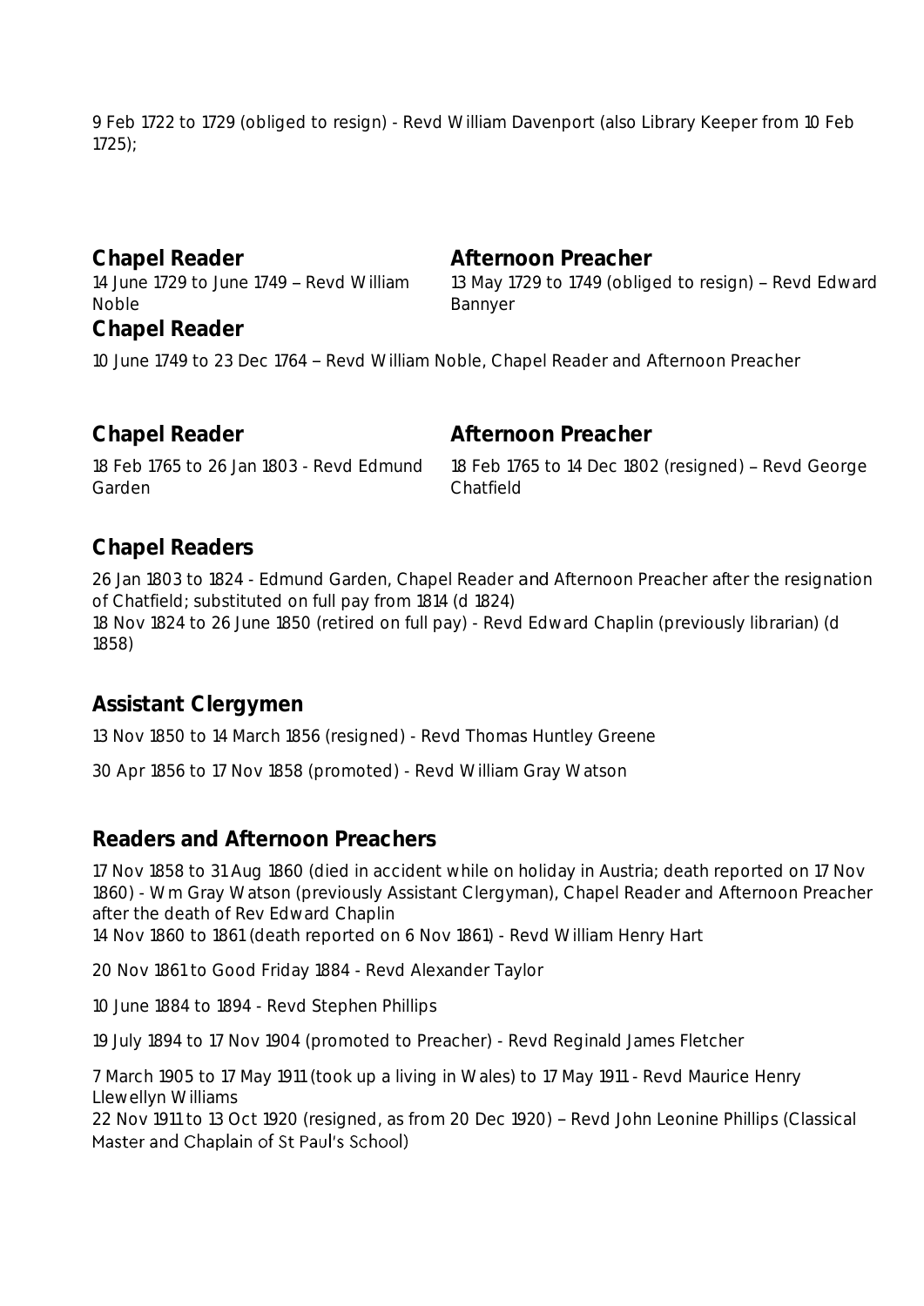9 Feb 1722 to 1729 (obliged to resign) - Revd William Davenport (also Library Keeper from 10 Feb 1725);

### Chapel Reader

14 June 1729 to June 1749 – Revd William Noble

### Afternoon Preacher

13 May 1729 to 1749 (obliged to resign) – Revd Edward Bannyer

### Chapel Reader

10 June 1749 to 23 Dec 1764 – Revd William Noble, Chapel Reader and Afternoon Preacher

### Chapel Reader

18 Feb 1765 to 26 Jan 1803 - Revd Edmund Garden

### Afternoon Preacher

18 Feb 1765 to 14 Dec 1802 (resigned) – Revd George Chatfield

### Chapel Readers

26 Jan 1803 to 1824 - Edmund Garden, Chapel Reader and Afternoon Preacher after the resignation of Chatfield; substituted on full pay from 1814 (d 1824)
18 Nov 1824 to 26 June 1850 (retired on full pay) - Revd Edward Chaplin (previously librarian) (d 1858)

### Assistant Clergymen

13 Nov 1850 to 14 March 1856 (resigned) - Revd Thomas Huntley Greene

30 Apr 1856 to 17 Nov 1858 (promoted) - Revd William Gray Watson

### Readers and Afternoon Preachers

17 Nov 1858 to 31 Aug 1860 (died in accident while on holiday in Austria; death reported on 17 Nov 1860) - Wm Gray Watson (previously Assistant Clergyman), Chapel Reader and Afternoon Preacher after the death of Rev Edward Chaplin
14 Nov 1860 to 1861 (death reported on 6 Nov 1861) - Revd William Henry Hart

20 Nov 1861 to Good Friday 1884 - Revd Alexander Taylor

10 June 1884 to 1894 - Revd Stephen Phillips

19 July 1894 to 17 Nov 1904 (promoted to Preacher) - Revd Reginald James Fletcher

7 March 1905 to 17 May 1911 (took up a living in Wales) to 17 May 1911 - Revd Maurice Henry Llewellyn Williams
22 Nov 1911 to 13 Oct 1920 (resigned, as from 20 Dec 1920) – Revd John Leonine Phillips (Classical Master and Chaplain of St Paul's School)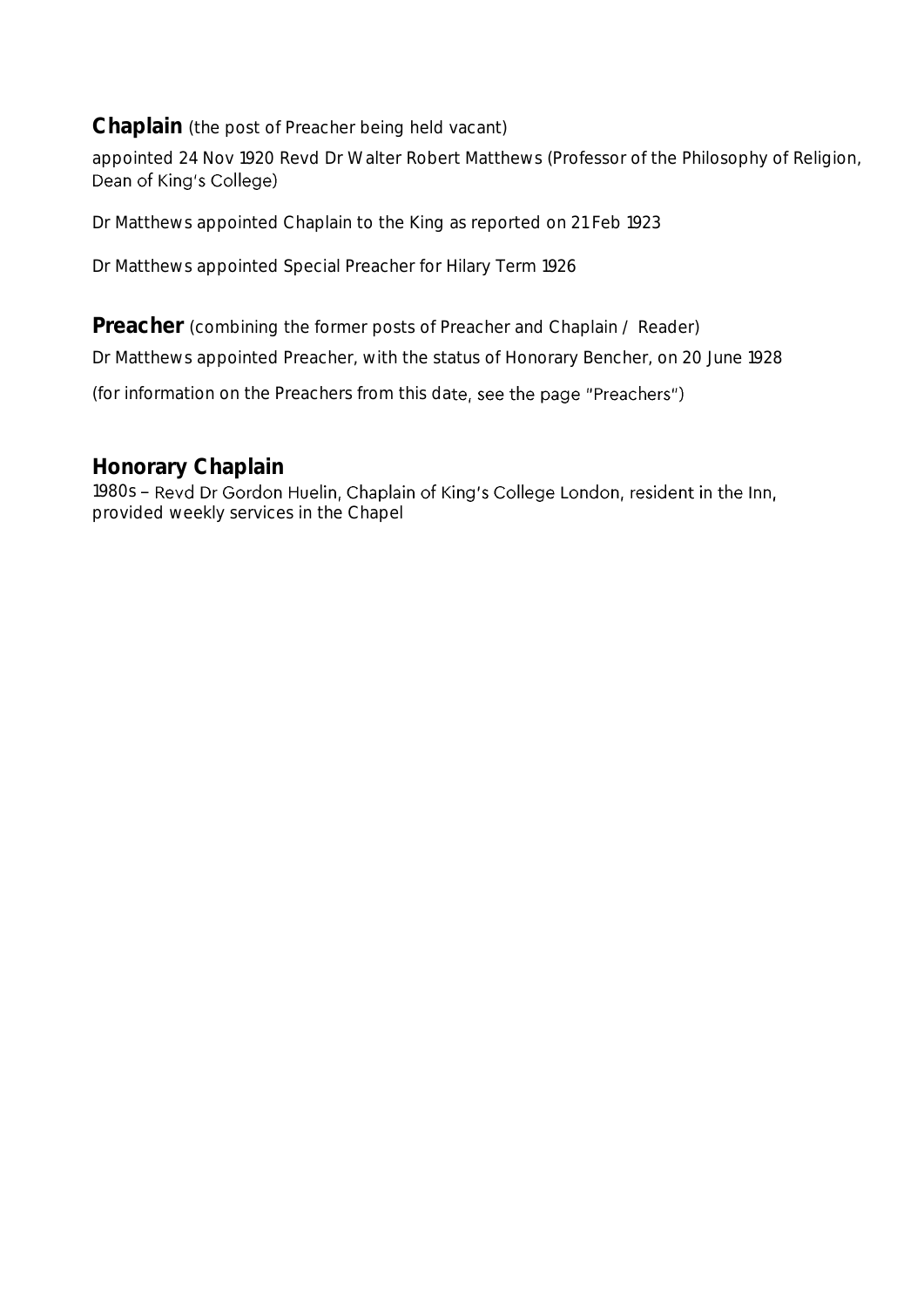**Chaplain** (the post of Preacher being held vacant)

appointed 24 Nov 1920 Revd Dr Walter Robert Matthews (Professor of the Philosophy of Religion, Dean of King's College)

Dr Matthews appointed Chaplain to the King as reported on 21 Feb 1923

Dr Matthews appointed Special Preacher for Hilary Term 1926

**Preacher** (combining the former posts of Preacher and Chaplain / Reader)

Dr Matthews appointed Preacher, with the status of Honorary Bencher, on 20 June 1928

(for information on the Preachers from this date, see the page "Preachers")

**Honorary Chaplain**

1980s – Revd Dr Gordon Huelin, Chaplain of King's College London, resident in the Inn, provided weekly services in the Chapel